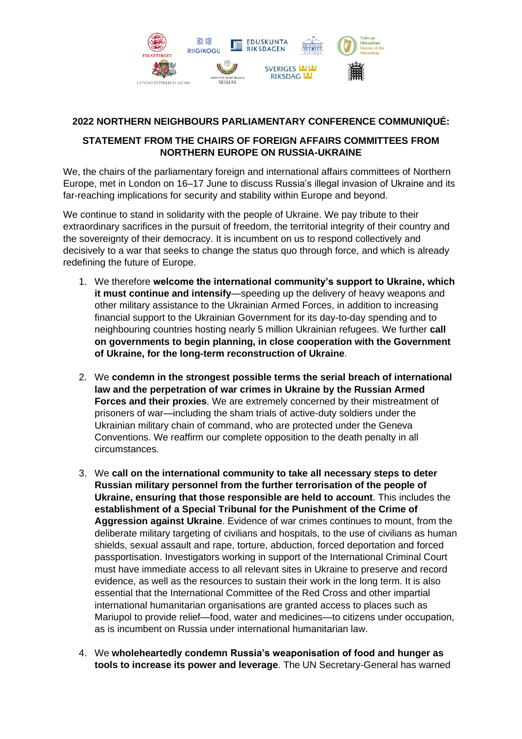FOLKETINGET RIIGIKOGU EDUSKUNTA RIKSDAGEN ALÞINGI Tithe an Oireachtais Houses of the Oireachtas LATVIJAS REPUBLIKAS SAEIMA LIETUVOS RESPUBLIKOS SEIMAS SVERIGES RIKSDAG

## 2022 NORTHERN NEIGHBOURS PARLIAMENTARY CONFERENCE COMMUNIQUÉ:

## STATEMENT FROM THE CHAIRS OF FOREIGN AFFAIRS COMMITTEES FROM NORTHERN EUROPE ON RUSSIA-UKRAINE

We, the chairs of the parliamentary foreign and international affairs committees of Northern Europe, met in London on 16–17 June to discuss Russia's illegal invasion of Ukraine and its far-reaching implications for security and stability within Europe and beyond.

We continue to stand in solidarity with the people of Ukraine. We pay tribute to their extraordinary sacrifices in the pursuit of freedom, the territorial integrity of their country and the sovereignty of their democracy. It is incumbent on us to respond collectively and decisively to a war that seeks to change the status quo through force, and which is already redefining the future of Europe.

1. We therefore **welcome the international community's support to Ukraine, which it must continue and intensify**—speeding up the delivery of heavy weapons and other military assistance to the Ukrainian Armed Forces, in addition to increasing financial support to the Ukrainian Government for its day-to-day spending and to neighbouring countries hosting nearly 5 million Ukrainian refugees. We further **call on governments to begin planning, in close cooperation with the Government of Ukraine, for the long-term reconstruction of Ukraine**.

2. We **condemn in the strongest possible terms the serial breach of international law and the perpetration of war crimes in Ukraine by the Russian Armed Forces and their proxies**. We are extremely concerned by their mistreatment of prisoners of war—including the sham trials of active-duty soldiers under the Ukrainian military chain of command, who are protected under the Geneva Conventions. We reaffirm our complete opposition to the death penalty in all circumstances.

3. We **call on the international community to take all necessary steps to deter Russian military personnel from the further terrorisation of the people of Ukraine, ensuring that those responsible are held to account**. This includes the **establishment of a Special Tribunal for the Punishment of the Crime of Aggression against Ukraine**. Evidence of war crimes continues to mount, from the deliberate military targeting of civilians and hospitals, to the use of civilians as human shields, sexual assault and rape, torture, abduction, forced deportation and forced passportisation. Investigators working in support of the International Criminal Court must have immediate access to all relevant sites in Ukraine to preserve and record evidence, as well as the resources to sustain their work in the long term. It is also essential that the International Committee of the Red Cross and other impartial international humanitarian organisations are granted access to places such as Mariupol to provide relief—food, water and medicines—to citizens under occupation, as is incumbent on Russia under international humanitarian law.

4. We **wholeheartedly condemn Russia's weaponisation of food and hunger as tools to increase its power and leverage**. The UN Secretary-General has warned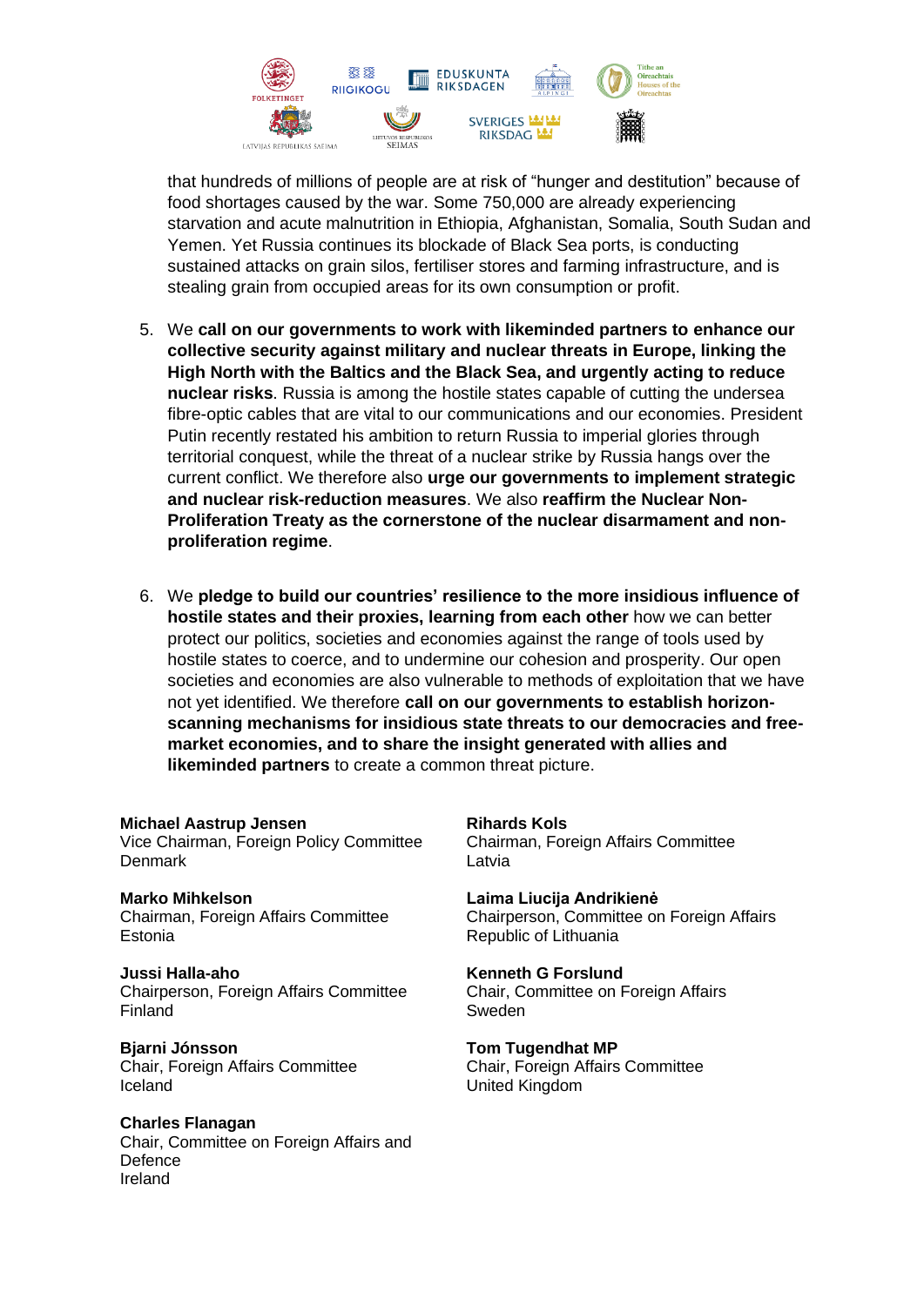that hundreds of millions of people are at risk of “hunger and destitution” because of food shortages caused by the war. Some 750,000 are already experiencing starvation and acute malnutrition in Ethiopia, Afghanistan, Somalia, South Sudan and Yemen. Yet Russia continues its blockade of Black Sea ports, is conducting sustained attacks on grain silos, fertiliser stores and farming infrastructure, and is stealing grain from occupied areas for its own consumption or profit.

5. We **call on our governments to work with likeminded partners to enhance our collective security against military and nuclear threats in Europe, linking the High North with the Baltics and the Black Sea, and urgently acting to reduce nuclear risks**. Russia is among the hostile states capable of cutting the undersea fibre-optic cables that are vital to our communications and our economies. President Putin recently restated his ambition to return Russia to imperial glories through territorial conquest, while the threat of a nuclear strike by Russia hangs over the current conflict. We therefore also **urge our governments to implement strategic and nuclear risk-reduction measures**. We also **reaffirm the Nuclear Non-Proliferation Treaty as the cornerstone of the nuclear disarmament and non-proliferation regime**.

6. We **pledge to build our countries’ resilience to the more insidious influence of hostile states and their proxies, learning from each other** how we can better protect our politics, societies and economies against the range of tools used by hostile states to coerce, and to undermine our cohesion and prosperity. Our open societies and economies are also vulnerable to methods of exploitation that we have not yet identified. We therefore **call on our governments to establish horizon-scanning mechanisms for insidious state threats to our democracies and free-market economies, and to share the insight generated with allies and likeminded partners** to create a common threat picture.

**Michael Aastrup Jensen**
Vice Chairman, Foreign Policy Committee
Denmark

**Marko Mihkelson**
Chairman, Foreign Affairs Committee
Estonia

**Jussi Halla-aho**
Chairperson, Foreign Affairs Committee
Finland

**Bjarni Jónsson**
Chair, Foreign Affairs Committee
Iceland

**Charles Flanagan**
Chair, Committee on Foreign Affairs and Defence
Ireland

**Rihards Kols**
Chairman, Foreign Affairs Committee
Latvia

**Laima Liucija Andrikienė**
Chairperson, Committee on Foreign Affairs
Republic of Lithuania

**Kenneth G Forslund**
Chair, Committee on Foreign Affairs
Sweden

**Tom Tugendhat MP**
Chair, Foreign Affairs Committee
United Kingdom